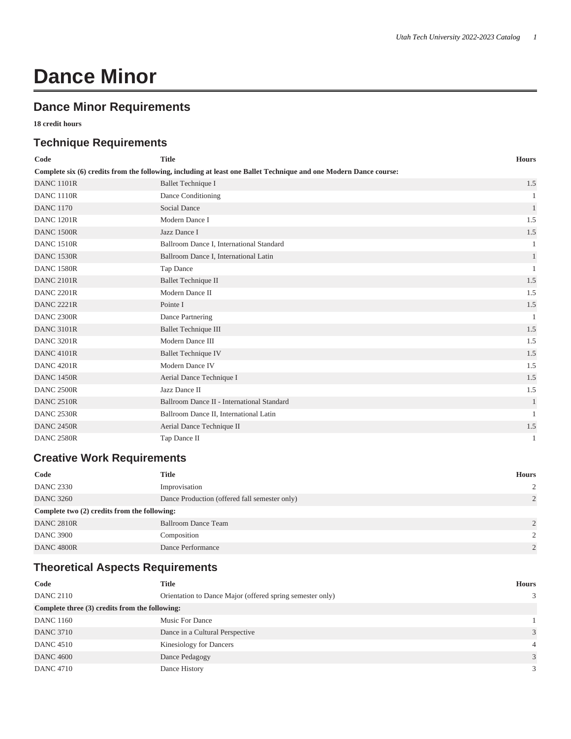# Dance Minor

## Dance Minor Requirements

**18 credit hours**

## Technique Requirements

| Code | Title | Hours |
|---|---|---|
| **Complete six (6) credits from the following, including at least one Ballet Technique and one Modern Dance course:** | | |
| DANC 1101R | Ballet Technique I | 1.5 |
| DANC 1110R | Dance Conditioning | 1 |
| DANC 1170 | Social Dance | 1 |
| DANC 1201R | Modern Dance I | 1.5 |
| DANC 1500R | Jazz Dance I | 1.5 |
| DANC 1510R | Ballroom Dance I, International Standard | 1 |
| DANC 1530R | Ballroom Dance I, International Latin | 1 |
| DANC 1580R | Tap Dance | 1 |
| DANC 2101R | Ballet Technique II | 1.5 |
| DANC 2201R | Modern Dance II | 1.5 |
| DANC 2221R | Pointe I | 1.5 |
| DANC 2300R | Dance Partnering | 1 |
| DANC 3101R | Ballet Technique III | 1.5 |
| DANC 3201R | Modern Dance III | 1.5 |
| DANC 4101R | Ballet Technique IV | 1.5 |
| DANC 4201R | Modern Dance IV | 1.5 |
| DANC 1450R | Aerial Dance Technique I | 1.5 |
| DANC 2500R | Jazz Dance II | 1.5 |
| DANC 2510R | Ballroom Dance II - International Standard | 1 |
| DANC 2530R | Ballroom Dance II, International Latin | 1 |
| DANC 2450R | Aerial Dance Technique II | 1.5 |
| DANC 2580R | Tap Dance II | 1 |

## Creative Work Requirements

| Code | Title | Hours |
|---|---|---|
| DANC 2330 | Improvisation | 2 |
| DANC 3260 | Dance Production (offered fall semester only) | 2 |
| **Complete two (2) credits from the following:** | | |
| DANC 2810R | Ballroom Dance Team | 2 |
| DANC 3900 | Composition | 2 |
| DANC 4800R | Dance Performance | 2 |

## Theoretical Aspects Requirements

| Code | Title | Hours |
|---|---|---|
| DANC 2110 | Orientation to Dance Major (offered spring semester only) | 3 |
| **Complete three (3) credits from the following:** | | |
| DANC 1160 | Music For Dance | 1 |
| DANC 3710 | Dance in a Cultural Perspective | 3 |
| DANC 4510 | Kinesiology for Dancers | 4 |
| DANC 4600 | Dance Pedagogy | 3 |
| DANC 4710 | Dance History | 3 |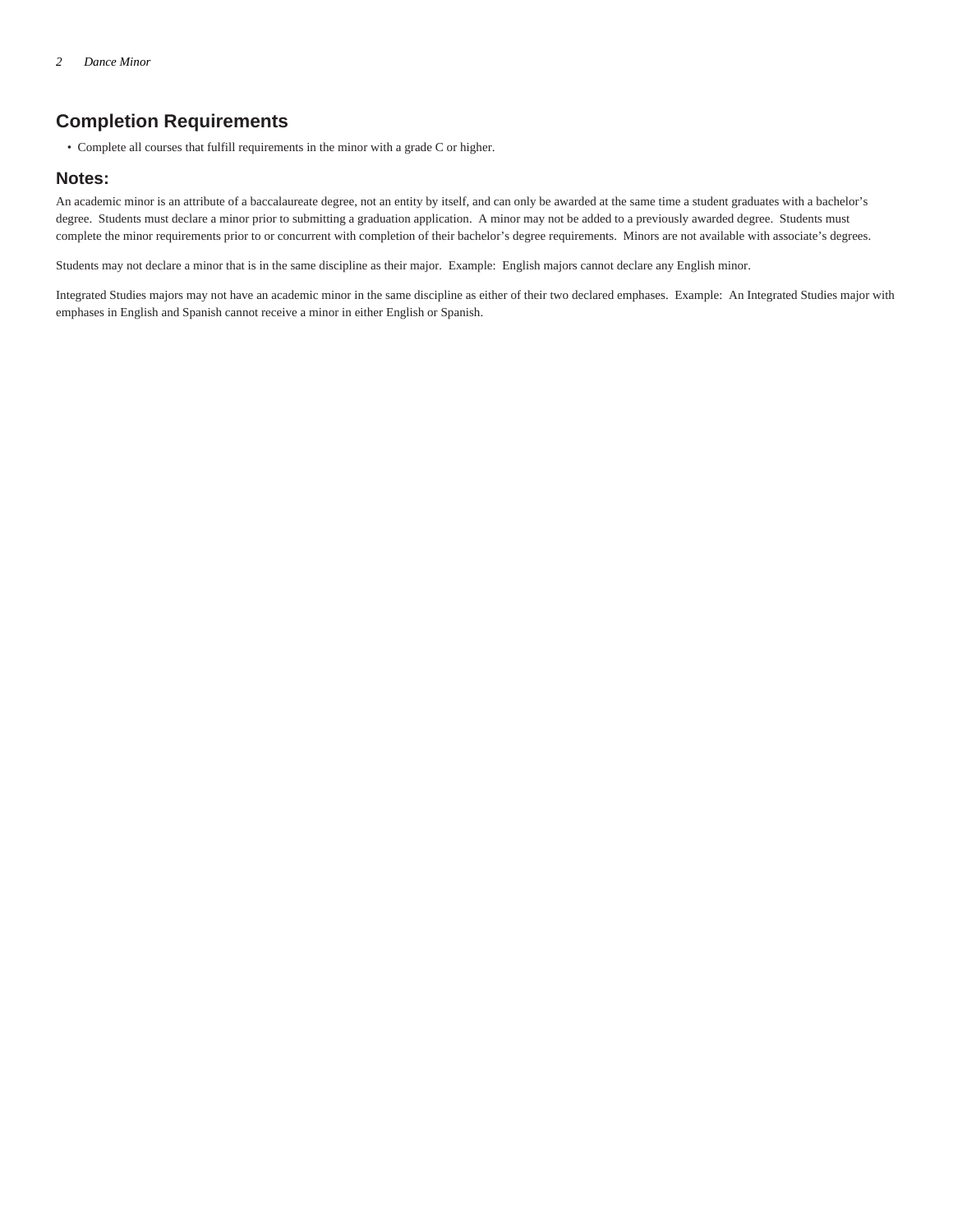## Completion Requirements

- Complete all courses that fulfill requirements in the minor with a grade C or higher.

## Notes:

An academic minor is an attribute of a baccalaureate degree, not an entity by itself, and can only be awarded at the same time a student graduates with a bachelor's degree. Students must declare a minor prior to submitting a graduation application. A minor may not be added to a previously awarded degree. Students must complete the minor requirements prior to or concurrent with completion of their bachelor's degree requirements. Minors are not available with associate's degrees.

Students may not declare a minor that is in the same discipline as their major. Example: English majors cannot declare any English minor.

Integrated Studies majors may not have an academic minor in the same discipline as either of their two declared emphases. Example: An Integrated Studies major with emphases in English and Spanish cannot receive a minor in either English or Spanish.